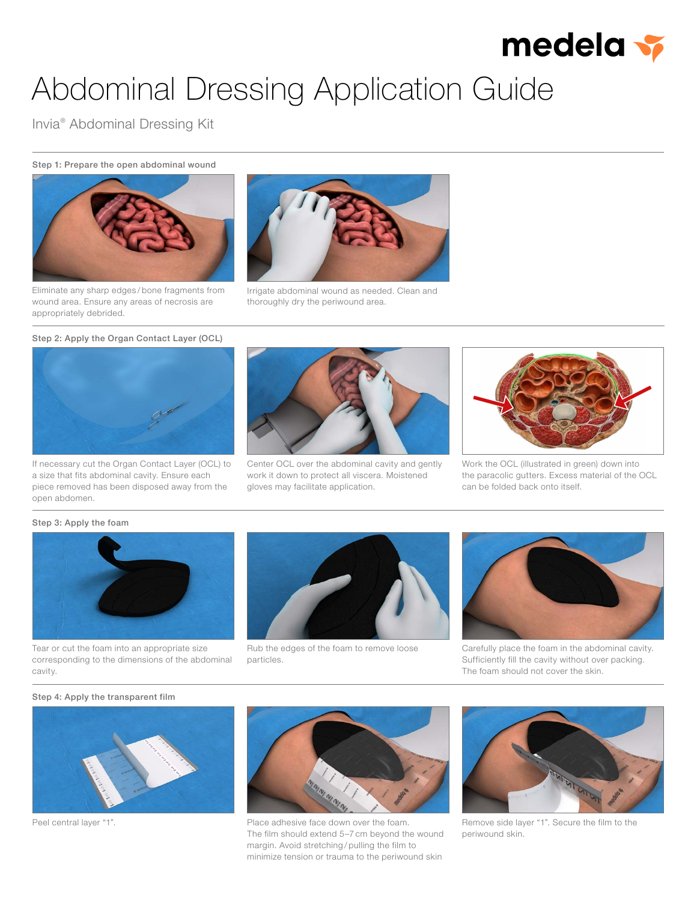# Abdominal Dressing Application Guide

Invia® Abdominal Dressing Kit

### Step 1: Prepare the open abdominal wound

Eliminate any sharp edges / bone fragments from wound area. Ensure any areas of necrosis are appropriately debrided.

Irrigate abdominal wound as needed. Clean and thoroughly dry the periwound area.

### Step 2: Apply the Organ Contact Layer (OCL)

If necessary cut the Organ Contact Layer (OCL) to a size that fits abdominal cavity. Ensure each piece removed has been disposed away from the open abdomen.

Center OCL over the abdominal cavity and gently work it down to protect all viscera. Moistened gloves may facilitate application.

Work the OCL (illustrated in green) down into the paracolic gutters. Excess material of the OCL can be folded back onto itself.

### Step 3: Apply the foam

Tear or cut the foam into an appropriate size corresponding to the dimensions of the abdominal cavity.

Rub the edges of the foam to remove loose particles.

Carefully place the foam in the abdominal cavity. Sufficiently fill the cavity without over packing. The foam should not cover the skin.

### Step 4: Apply the transparent film

Peel central layer "1".

Place adhesive face down over the foam. The film should extend 5–7 cm beyond the wound margin. Avoid stretching / pulling the film to minimize tension or trauma to the periwound skin

Remove side layer "1". Secure the film to the periwound skin.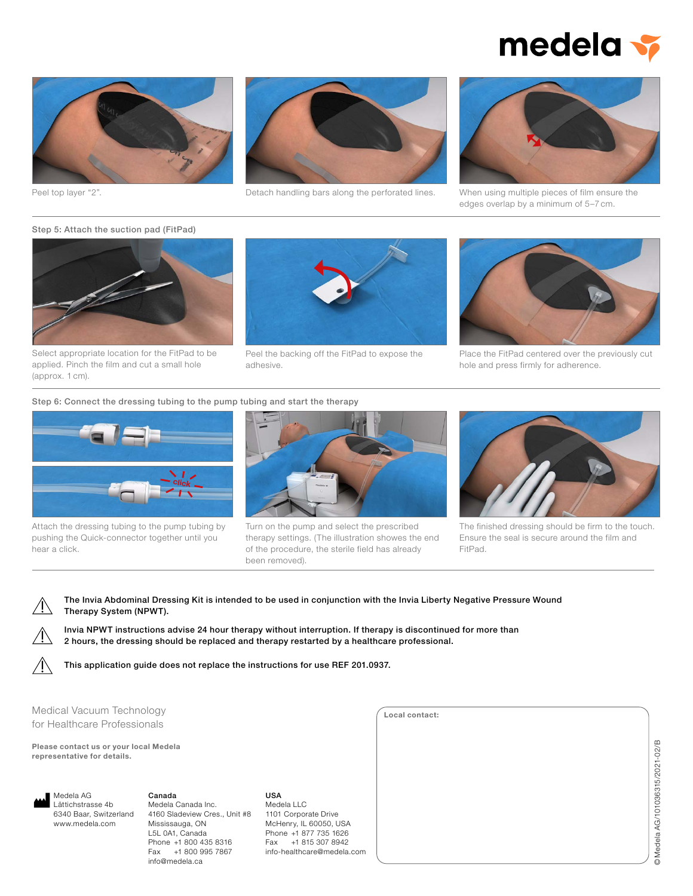Peel top layer "2".

Detach handling bars along the perforated lines.

When using multiple pieces of film ensure the edges overlap by a minimum of 5–7 cm.

## Step 5: Attach the suction pad (FitPad)

Select appropriate location for the FitPad to be applied. Pinch the film and cut a small hole (approx. 1 cm).

Peel the backing off the FitPad to expose the adhesive.

Place the FitPad centered over the previously cut hole and press firmly for adherence.

## Step 6: Connect the dressing tubing to the pump tubing and start the therapy

click

Attach the dressing tubing to the pump tubing by pushing the Quick-connector together until you hear a click.

Turn on the pump and select the prescribed therapy settings. (The illustration showes the end of the procedure, the sterile field has already been removed).

The finished dressing should be firm to the touch. Ensure the seal is secure around the film and FitPad.

⚠ **The Invia Abdominal Dressing Kit is intended to be used in conjunction with the Invia Liberty Negative Pressure Wound Therapy System (NPWT).**

⚠ **Invia NPWT instructions advise 24 hour therapy without interruption. If therapy is discontinued for more than 2 hours, the dressing should be replaced and therapy restarted by a healthcare professional.**

⚠ **This application guide does not replace the instructions for use REF 201.0937.**

Medical Vacuum Technology
for Healthcare Professionals

**Please contact us or your local Medela representative for details.**

Medela AG
Lättichstrasse 4b
6340 Baar, Switzerland
www.medela.com

**Canada**
Medela Canada Inc.
4160 Sladeview Cres., Unit #8
Mississauga, ON
L5L 0A1, Canada
Phone +1 800 435 8316
Fax +1 800 995 7867
info@medela.ca

**USA**
Medela LLC
1101 Corporate Drive
McHenry, IL 60050, USA
Phone +1 877 735 1626
Fax +1 815 307 8942
info-healthcare@medela.com

**Local contact:**

© Medela AG/101036315/2021-02/B